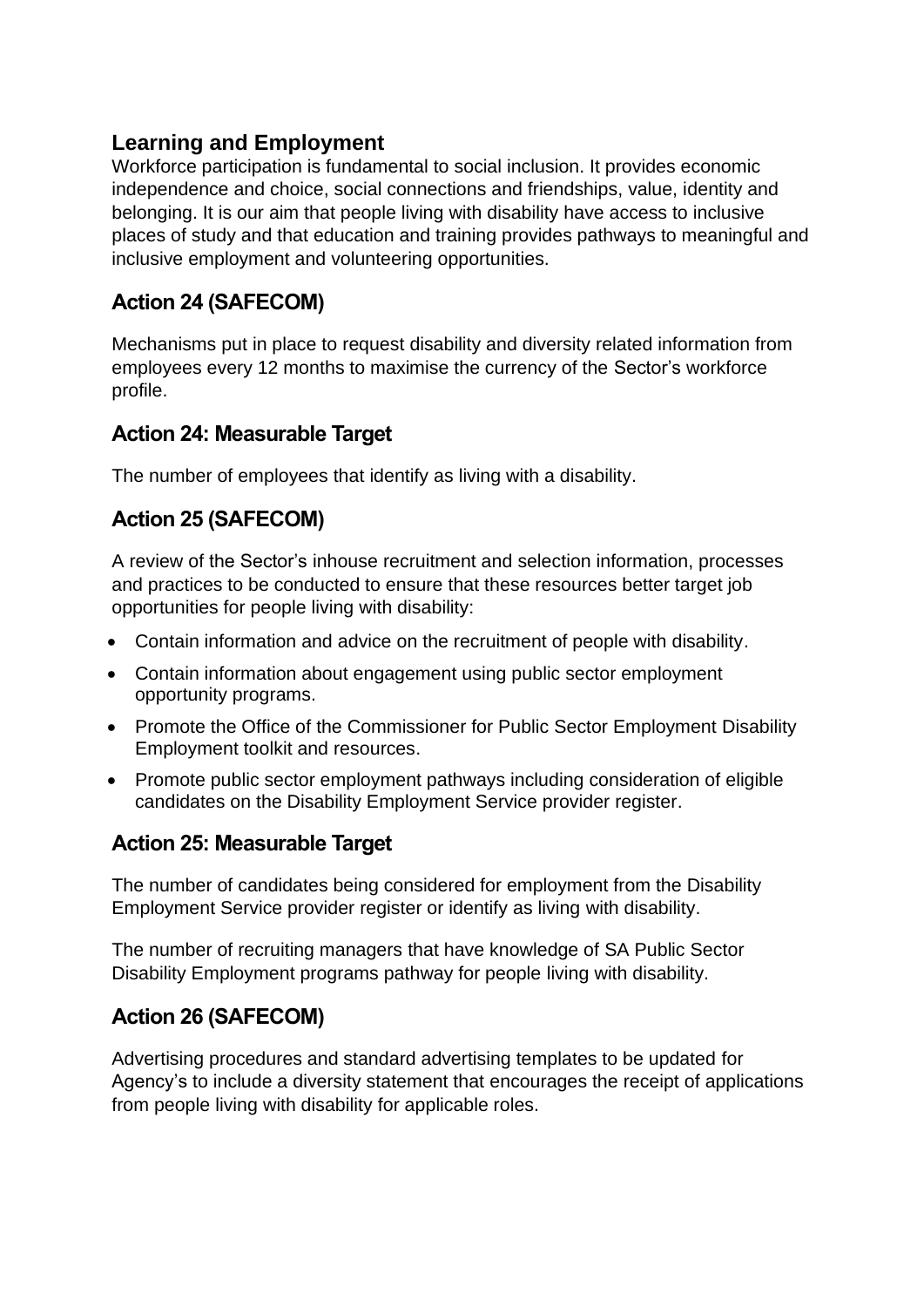## Learning and Employment

Workforce participation is fundamental to social inclusion. It provides economic independence and choice, social connections and friendships, value, identity and belonging. It is our aim that people living with disability have access to inclusive places of study and that education and training provides pathways to meaningful and inclusive employment and volunteering opportunities.

### Action 24 (SAFECOM)

Mechanisms put in place to request disability and diversity related information from employees every 12 months to maximise the currency of the Sector's workforce profile.

### Action 24: Measurable Target

The number of employees that identify as living with a disability.

### Action 25 (SAFECOM)

A review of the Sector's inhouse recruitment and selection information, processes and practices to be conducted to ensure that these resources better target job opportunities for people living with disability:

- Contain information and advice on the recruitment of people with disability.
- Contain information about engagement using public sector employment opportunity programs.
- Promote the Office of the Commissioner for Public Sector Employment Disability Employment toolkit and resources.
- Promote public sector employment pathways including consideration of eligible candidates on the Disability Employment Service provider register.

### Action 25: Measurable Target

The number of candidates being considered for employment from the Disability Employment Service provider register or identify as living with disability.

The number of recruiting managers that have knowledge of SA Public Sector Disability Employment programs pathway for people living with disability.

### Action 26 (SAFECOM)

Advertising procedures and standard advertising templates to be updated for Agency's to include a diversity statement that encourages the receipt of applications from people living with disability for applicable roles.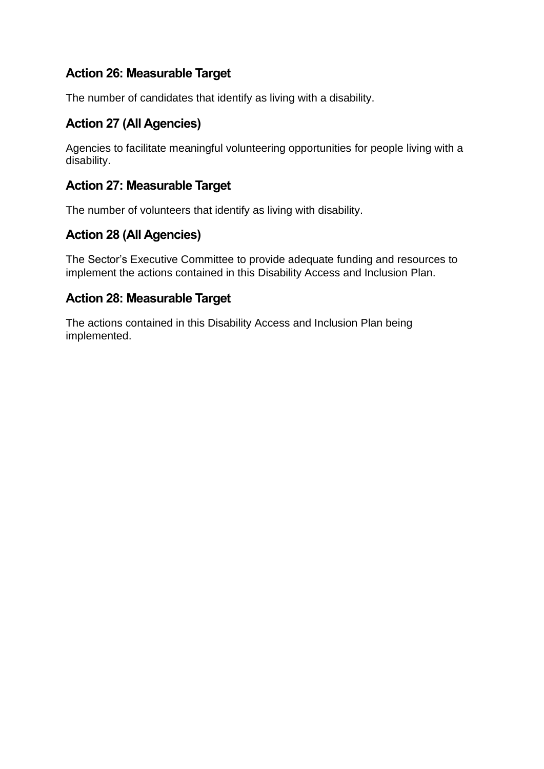### Action 26: Measurable Target

The number of candidates that identify as living with a disability.

### Action 27 (All Agencies)

Agencies to facilitate meaningful volunteering opportunities for people living with a disability.

### Action 27: Measurable Target

The number of volunteers that identify as living with disability.

### Action 28 (All Agencies)

The Sector's Executive Committee to provide adequate funding and resources to implement the actions contained in this Disability Access and Inclusion Plan.

### Action 28: Measurable Target

The actions contained in this Disability Access and Inclusion Plan being implemented.